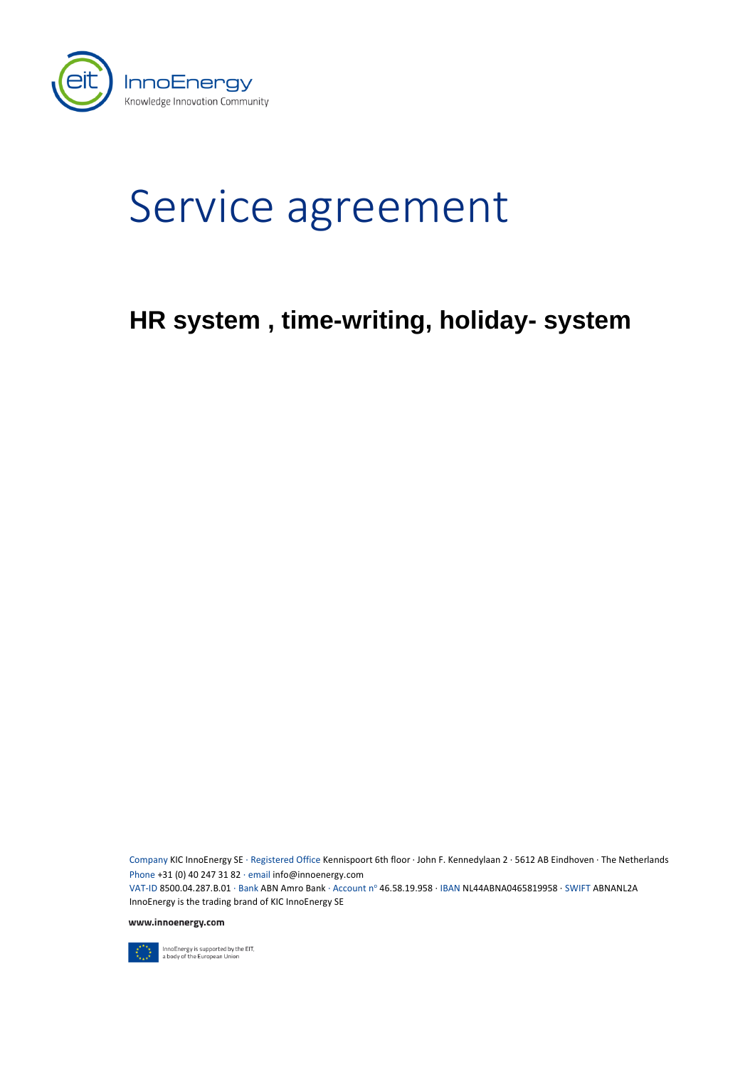# Service agreement

## HR system , time-writing, holiday- system

Company KIC InnoEnergy SE · Registered Office Kennispoort 6th floor · John F. Kennedylaan 2 · 5612 AB Eindhoven · The Netherlands
Phone +31 (0) 40 247 31 82 · email info@innoenergy.com
VAT-ID 8500.04.287.B.01 · Bank ABN Amro Bank · Account n° 46.58.19.958 · IBAN NL44ABNA0465819958 · SWIFT ABNANL2A
InnoEnergy is the trading brand of KIC InnoEnergy SE

**www.innoenergy.com**

InnoEnergy is supported by the EIT, a body of the European Union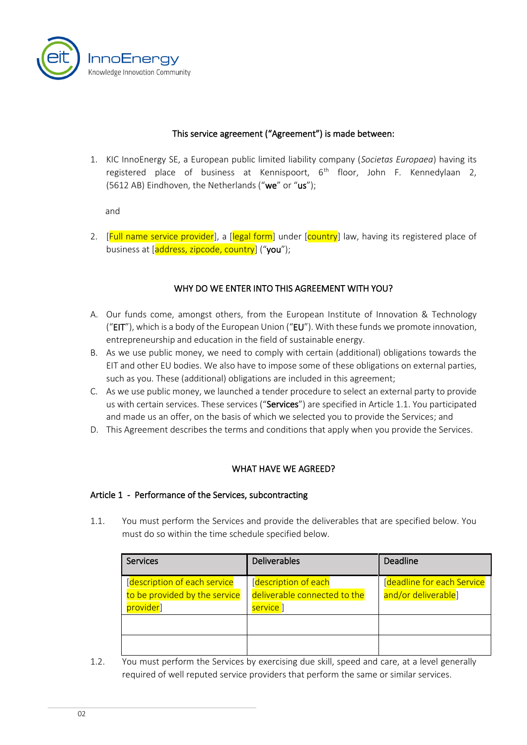This service agreement ("**Agreement**") is made between:

1. KIC InnoEnergy SE, a European public limited liability company (*Societas Europaea*) having its registered place of business at Kennispoort, 6th floor, John F. Kennedylaan 2, (5612 AB) Eindhoven, the Netherlands ("**we**" or "**us**");

   and

2. [Full name service provider], a [legal form] under [country] law, having its registered place of business at [address, zipcode, country] ("**you**");

## WHY DO WE ENTER INTO THIS AGREEMENT WITH YOU?

A. Our funds come, amongst others, from the European Institute of Innovation & Technology ("**EIT**"), which is a body of the European Union ("**EU**"). With these funds we promote innovation, entrepreneurship and education in the field of sustainable energy.

B. As we use public money, we need to comply with certain (additional) obligations towards the EIT and other EU bodies. We also have to impose some of these obligations on external parties, such as you. These (additional) obligations are included in this agreement;

C. As we use public money, we launched a tender procedure to select an external party to provide us with certain services. These services ("**Services**") are specified in Article 1.1. You participated and made us an offer, on the basis of which we selected you to provide the Services; and

D. This Agreement describes the terms and conditions that apply when you provide the Services.

## WHAT HAVE WE AGREED?

### Article 1 - Performance of the Services, subcontracting

1.1. You must perform the Services and provide the deliverables that are specified below. You must do so within the time schedule specified below.

| Services | Deliverables | Deadline |
|---|---|---|
| [description of each service to be provided by the service provider] | [description of each deliverable connected to the service ] | [deadline for each Service and/or deliverable] |
| | | |
| | | |

1.2. You must perform the Services by exercising due skill, speed and care, at a level generally required of well reputed service providers that perform the same or similar services.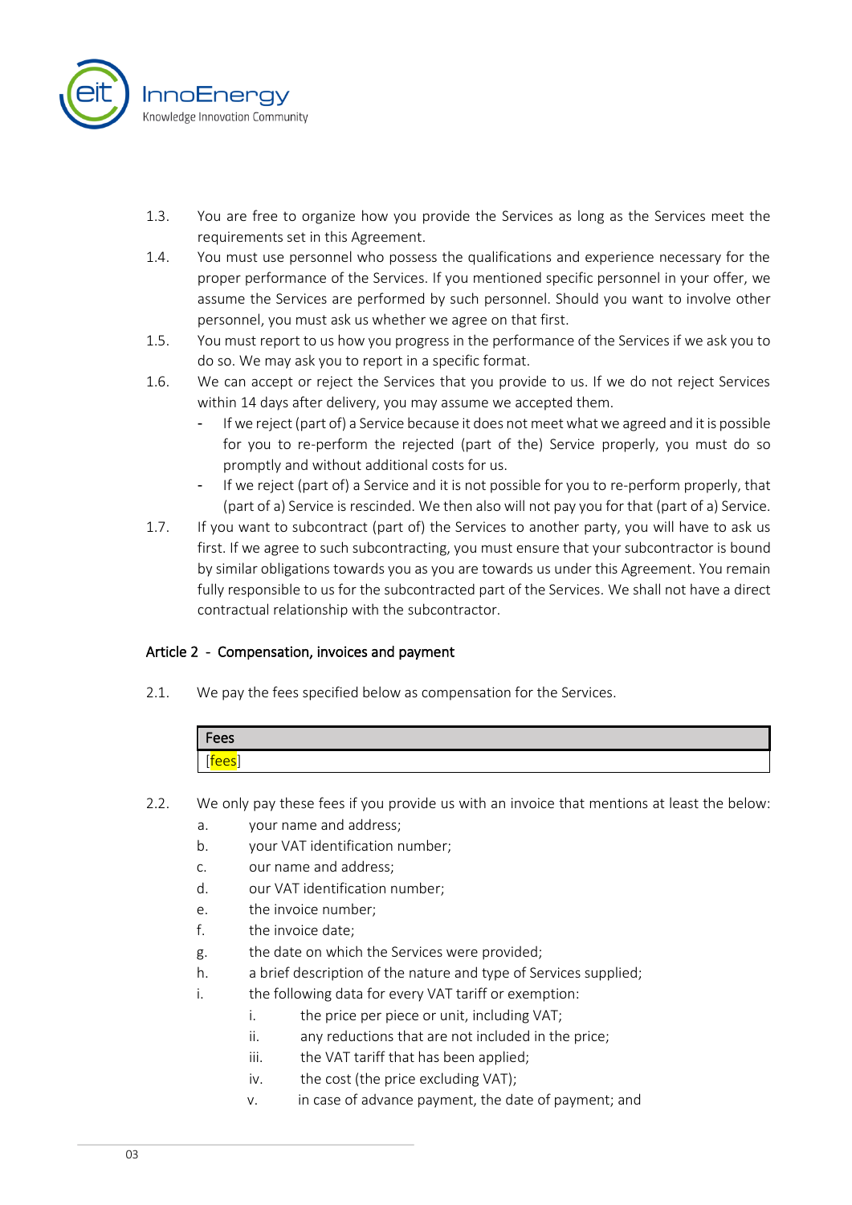1.3. You are free to organize how you provide the Services as long as the Services meet the requirements set in this Agreement.

1.4. You must use personnel who possess the qualifications and experience necessary for the proper performance of the Services. If you mentioned specific personnel in your offer, we assume the Services are performed by such personnel. Should you want to involve other personnel, you must ask us whether we agree on that first.

1.5. You must report to us how you progress in the performance of the Services if we ask you to do so. We may ask you to report in a specific format.

1.6. We can accept or reject the Services that you provide to us. If we do not reject Services within 14 days after delivery, you may assume we accepted them.

- If we reject (part of) a Service because it does not meet what we agreed and it is possible for you to re-perform the rejected (part of the) Service properly, you must do so promptly and without additional costs for us.
- If we reject (part of) a Service and it is not possible for you to re-perform properly, that (part of a) Service is rescinded. We then also will not pay you for that (part of a) Service.

1.7. If you want to subcontract (part of) the Services to another party, you will have to ask us first. If we agree to such subcontracting, you must ensure that your subcontractor is bound by similar obligations towards you as you are towards us under this Agreement. You remain fully responsible to us for the subcontracted part of the Services. We shall not have a direct contractual relationship with the subcontractor.

## Article 2 - Compensation, invoices and payment

2.1. We pay the fees specified below as compensation for the Services.

| Fees |
| --- |
| [fees] |

2.2. We only pay these fees if you provide us with an invoice that mentions at least the below:

a. your name and address;
b. your VAT identification number;
c. our name and address;
d. our VAT identification number;
e. the invoice number;
f. the invoice date;
g. the date on which the Services were provided;
h. a brief description of the nature and type of Services supplied;
i. the following data for every VAT tariff or exemption:
    i. the price per piece or unit, including VAT;
    ii. any reductions that are not included in the price;
    iii. the VAT tariff that has been applied;
    iv. the cost (the price excluding VAT);
    v. in case of advance payment, the date of payment; and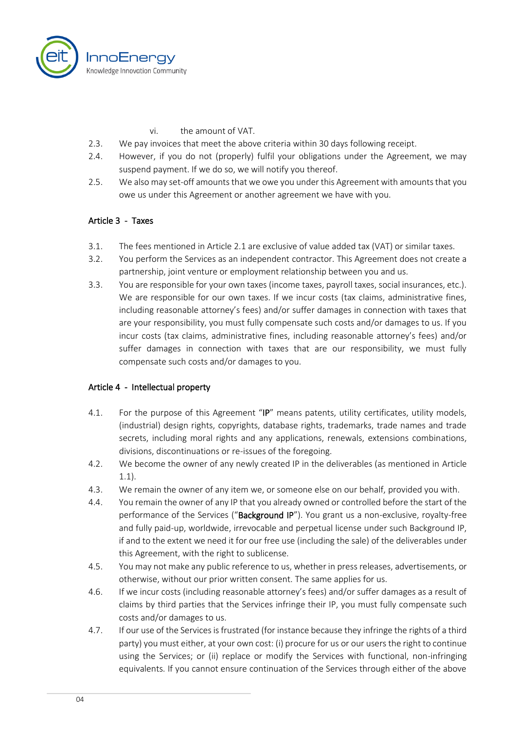vi. the amount of VAT.

2.3. We pay invoices that meet the above criteria within 30 days following receipt.

2.4. However, if you do not (properly) fulfil your obligations under the Agreement, we may suspend payment. If we do so, we will notify you thereof.

2.5. We also may set-off amounts that we owe you under this Agreement with amounts that you owe us under this Agreement or another agreement we have with you.

### Article 3 - Taxes

3.1. The fees mentioned in Article 2.1 are exclusive of value added tax (VAT) or similar taxes.

3.2. You perform the Services as an independent contractor. This Agreement does not create a partnership, joint venture or employment relationship between you and us.

3.3. You are responsible for your own taxes (income taxes, payroll taxes, social insurances, etc.). We are responsible for our own taxes. If we incur costs (tax claims, administrative fines, including reasonable attorney's fees) and/or suffer damages in connection with taxes that are your responsibility, you must fully compensate such costs and/or damages to us. If you incur costs (tax claims, administrative fines, including reasonable attorney's fees) and/or suffer damages in connection with taxes that are our responsibility, we must fully compensate such costs and/or damages to you.

### Article 4 - Intellectual property

4.1. For the purpose of this Agreement "**IP**" means patents, utility certificates, utility models, (industrial) design rights, copyrights, database rights, trademarks, trade names and trade secrets, including moral rights and any applications, renewals, extensions combinations, divisions, discontinuations or re-issues of the foregoing.

4.2. We become the owner of any newly created IP in the deliverables (as mentioned in Article 1.1).

4.3. We remain the owner of any item we, or someone else on our behalf, provided you with.

4.4. You remain the owner of any IP that you already owned or controlled before the start of the performance of the Services ("**Background IP**"). You grant us a non-exclusive, royalty-free and fully paid-up, worldwide, irrevocable and perpetual license under such Background IP, if and to the extent we need it for our free use (including the sale) of the deliverables under this Agreement, with the right to sublicense.

4.5. You may not make any public reference to us, whether in press releases, advertisements, or otherwise, without our prior written consent. The same applies for us.

4.6. If we incur costs (including reasonable attorney's fees) and/or suffer damages as a result of claims by third parties that the Services infringe their IP, you must fully compensate such costs and/or damages to us.

4.7. If our use of the Services is frustrated (for instance because they infringe the rights of a third party) you must either, at your own cost: (i) procure for us or our users the right to continue using the Services; or (ii) replace or modify the Services with functional, non-infringing equivalents. If you cannot ensure continuation of the Services through either of the above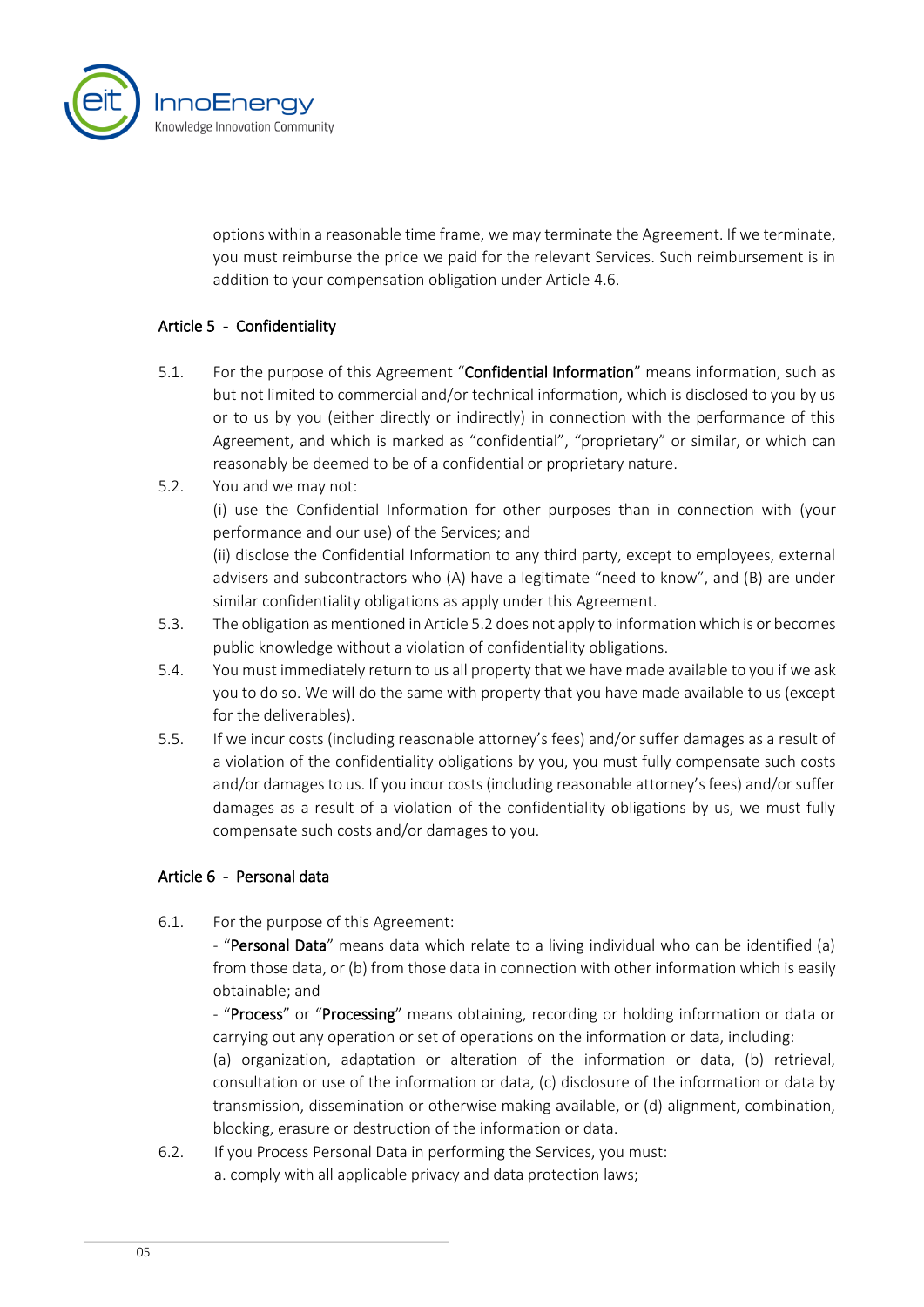options within a reasonable time frame, we may terminate the Agreement. If we terminate, you must reimburse the price we paid for the relevant Services. Such reimbursement is in addition to your compensation obligation under Article 4.6.

## Article 5 - Confidentiality

5.1. For the purpose of this Agreement "**Confidential Information**" means information, such as but not limited to commercial and/or technical information, which is disclosed to you by us or to us by you (either directly or indirectly) in connection with the performance of this Agreement, and which is marked as "confidential", "proprietary" or similar, or which can reasonably be deemed to be of a confidential or proprietary nature.

5.2. You and we may not:
(i) use the Confidential Information for other purposes than in connection with (your performance and our use) of the Services; and
(ii) disclose the Confidential Information to any third party, except to employees, external advisers and subcontractors who (A) have a legitimate "need to know", and (B) are under similar confidentiality obligations as apply under this Agreement.

5.3. The obligation as mentioned in Article 5.2 does not apply to information which is or becomes public knowledge without a violation of confidentiality obligations.

5.4. You must immediately return to us all property that we have made available to you if we ask you to do so. We will do the same with property that you have made available to us (except for the deliverables).

5.5. If we incur costs (including reasonable attorney's fees) and/or suffer damages as a result of a violation of the confidentiality obligations by you, you must fully compensate such costs and/or damages to us. If you incur costs (including reasonable attorney's fees) and/or suffer damages as a result of a violation of the confidentiality obligations by us, we must fully compensate such costs and/or damages to you.

## Article 6 - Personal data

6.1. For the purpose of this Agreement:
- "**Personal Data**" means data which relate to a living individual who can be identified (a) from those data, or (b) from those data in connection with other information which is easily obtainable; and
- "**Process**" or "**Processing**" means obtaining, recording or holding information or data or carrying out any operation or set of operations on the information or data, including:
(a) organization, adaptation or alteration of the information or data, (b) retrieval, consultation or use of the information or data, (c) disclosure of the information or data by transmission, dissemination or otherwise making available, or (d) alignment, combination, blocking, erasure or destruction of the information or data.

6.2. If you Process Personal Data in performing the Services, you must:
a. comply with all applicable privacy and data protection laws;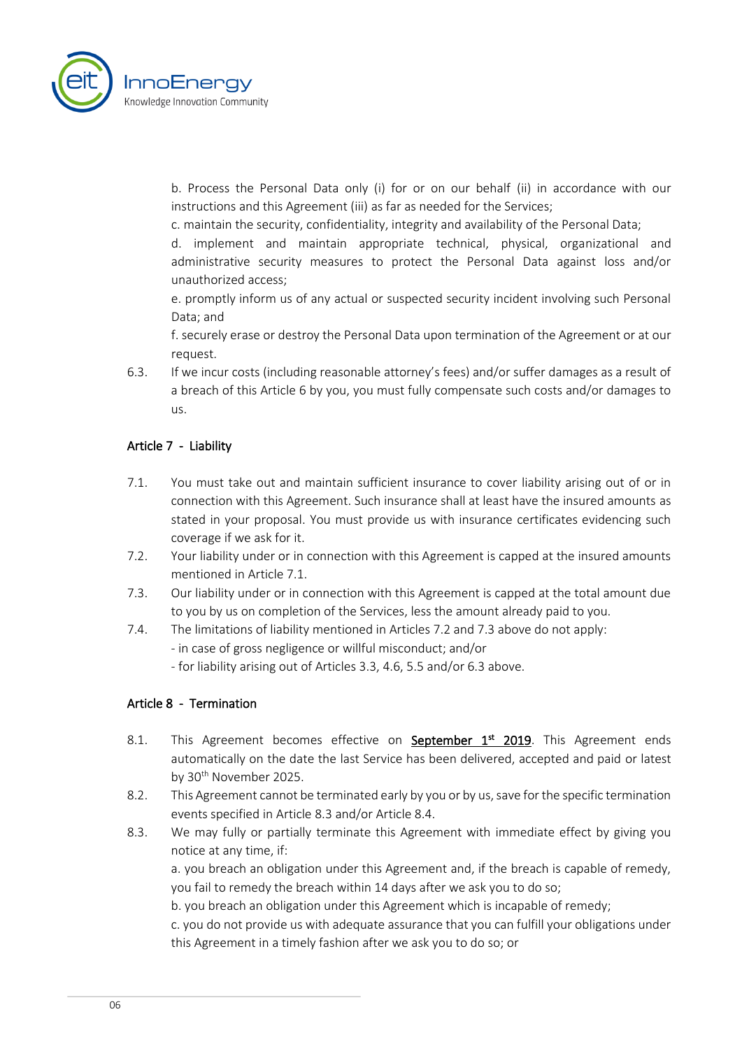b. Process the Personal Data only (i) for or on our behalf (ii) in accordance with our instructions and this Agreement (iii) as far as needed for the Services;

c. maintain the security, confidentiality, integrity and availability of the Personal Data;

d. implement and maintain appropriate technical, physical, organizational and administrative security measures to protect the Personal Data against loss and/or unauthorized access;

e. promptly inform us of any actual or suspected security incident involving such Personal Data; and

f. securely erase or destroy the Personal Data upon termination of the Agreement or at our request.

6.3. If we incur costs (including reasonable attorney's fees) and/or suffer damages as a result of a breach of this Article 6 by you, you must fully compensate such costs and/or damages to us.

## Article 7 - Liability

7.1. You must take out and maintain sufficient insurance to cover liability arising out of or in connection with this Agreement. Such insurance shall at least have the insured amounts as stated in your proposal. You must provide us with insurance certificates evidencing such coverage if we ask for it.

7.2. Your liability under or in connection with this Agreement is capped at the insured amounts mentioned in Article 7.1.

7.3. Our liability under or in connection with this Agreement is capped at the total amount due to you by us on completion of the Services, less the amount already paid to you.

7.4. The limitations of liability mentioned in Articles 7.2 and 7.3 above do not apply:
- in case of gross negligence or willful misconduct; and/or
- for liability arising out of Articles 3.3, 4.6, 5.5 and/or 6.3 above.

## Article 8 - Termination

8.1. This Agreement becomes effective on **September 1st 2019**. This Agreement ends automatically on the date the last Service has been delivered, accepted and paid or latest by 30th November 2025.

8.2. This Agreement cannot be terminated early by you or by us, save for the specific termination events specified in Article 8.3 and/or Article 8.4.

8.3. We may fully or partially terminate this Agreement with immediate effect by giving you notice at any time, if:

a. you breach an obligation under this Agreement and, if the breach is capable of remedy, you fail to remedy the breach within 14 days after we ask you to do so;

b. you breach an obligation under this Agreement which is incapable of remedy;

c. you do not provide us with adequate assurance that you can fulfill your obligations under this Agreement in a timely fashion after we ask you to do so; or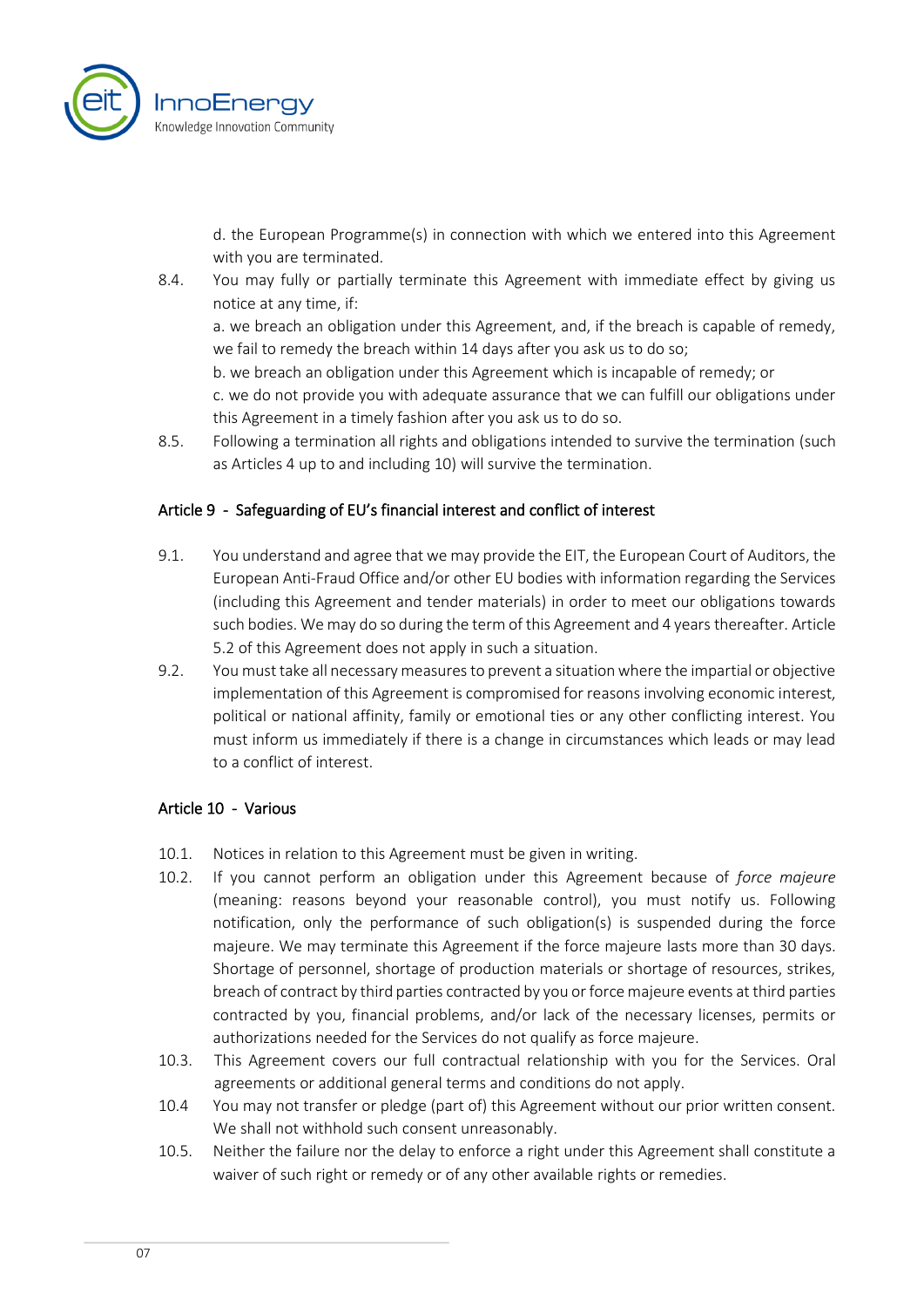d. the European Programme(s) in connection with which we entered into this Agreement with you are terminated.

8.4. You may fully or partially terminate this Agreement with immediate effect by giving us notice at any time, if:

a. we breach an obligation under this Agreement, and, if the breach is capable of remedy, we fail to remedy the breach within 14 days after you ask us to do so;

b. we breach an obligation under this Agreement which is incapable of remedy; or

c. we do not provide you with adequate assurance that we can fulfill our obligations under this Agreement in a timely fashion after you ask us to do so.

8.5. Following a termination all rights and obligations intended to survive the termination (such as Articles 4 up to and including 10) will survive the termination.

## Article 9 - Safeguarding of EU's financial interest and conflict of interest

9.1. You understand and agree that we may provide the EIT, the European Court of Auditors, the European Anti-Fraud Office and/or other EU bodies with information regarding the Services (including this Agreement and tender materials) in order to meet our obligations towards such bodies. We may do so during the term of this Agreement and 4 years thereafter. Article 5.2 of this Agreement does not apply in such a situation.

9.2. You must take all necessary measures to prevent a situation where the impartial or objective implementation of this Agreement is compromised for reasons involving economic interest, political or national affinity, family or emotional ties or any other conflicting interest. You must inform us immediately if there is a change in circumstances which leads or may lead to a conflict of interest.

## Article 10 - Various

10.1. Notices in relation to this Agreement must be given in writing.

10.2. If you cannot perform an obligation under this Agreement because of *force majeure* (meaning: reasons beyond your reasonable control), you must notify us. Following notification, only the performance of such obligation(s) is suspended during the force majeure. We may terminate this Agreement if the force majeure lasts more than 30 days. Shortage of personnel, shortage of production materials or shortage of resources, strikes, breach of contract by third parties contracted by you or force majeure events at third parties contracted by you, financial problems, and/or lack of the necessary licenses, permits or authorizations needed for the Services do not qualify as force majeure.

10.3. This Agreement covers our full contractual relationship with you for the Services. Oral agreements or additional general terms and conditions do not apply.

10.4 You may not transfer or pledge (part of) this Agreement without our prior written consent. We shall not withhold such consent unreasonably.

10.5. Neither the failure nor the delay to enforce a right under this Agreement shall constitute a waiver of such right or remedy or of any other available rights or remedies.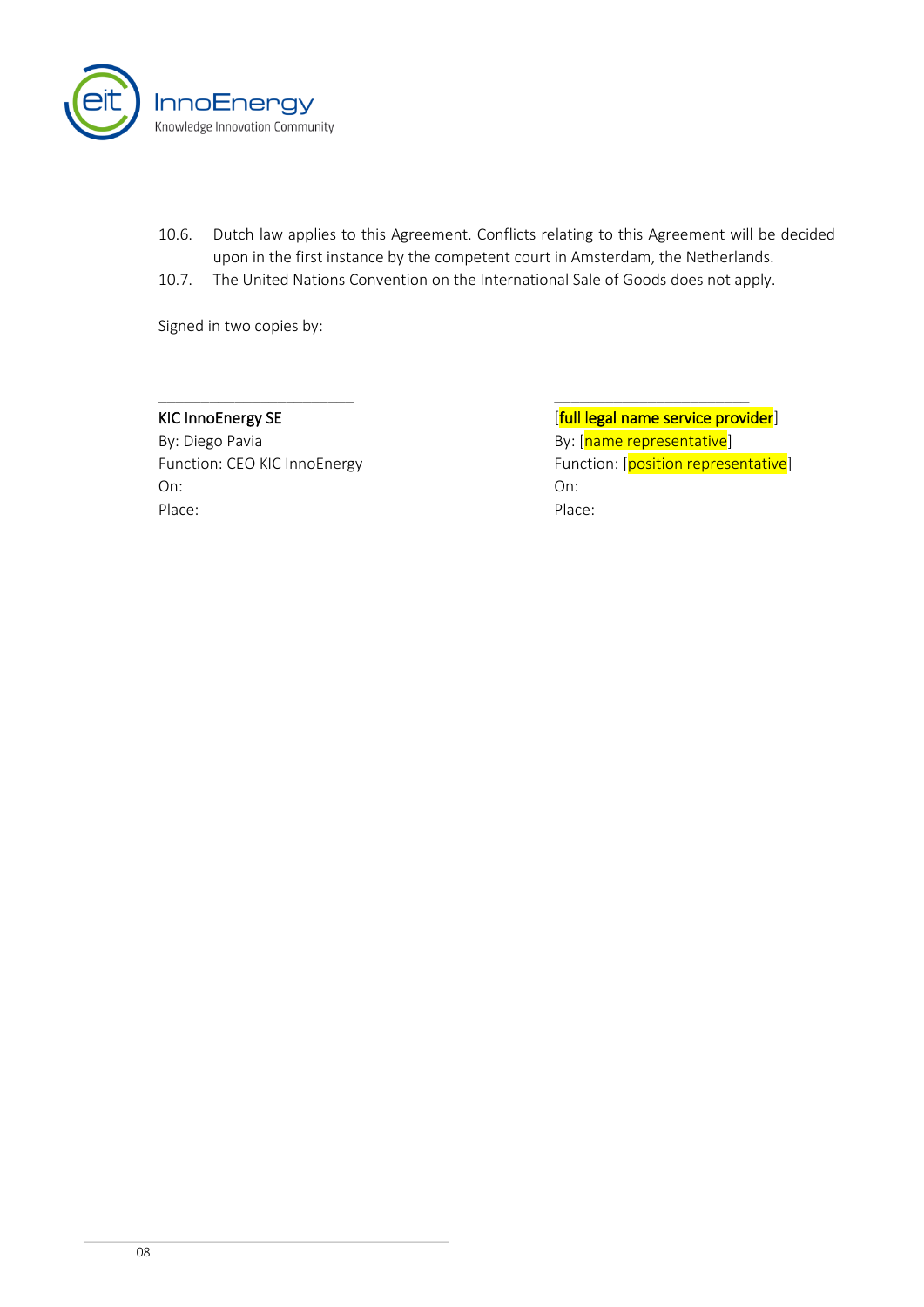10.6. Dutch law applies to this Agreement. Conflicts relating to this Agreement will be decided upon in the first instance by the competent court in Amsterdam, the Netherlands.

10.7. The United Nations Convention on the International Sale of Goods does not apply.

Signed in two copies by:

\_\_\_\_\_\_\_\_\_\_\_\_\_\_\_\_\_\_\_\_\_\_\_\_

KIC InnoEnergy SE
By: Diego Pavia
Function: CEO KIC InnoEnergy
On:
Place:

\_\_\_\_\_\_\_\_\_\_\_\_\_\_\_\_\_\_\_\_\_\_\_\_

[full legal name service provider]
By: [name representative]
Function: [position representative]
On:
Place: